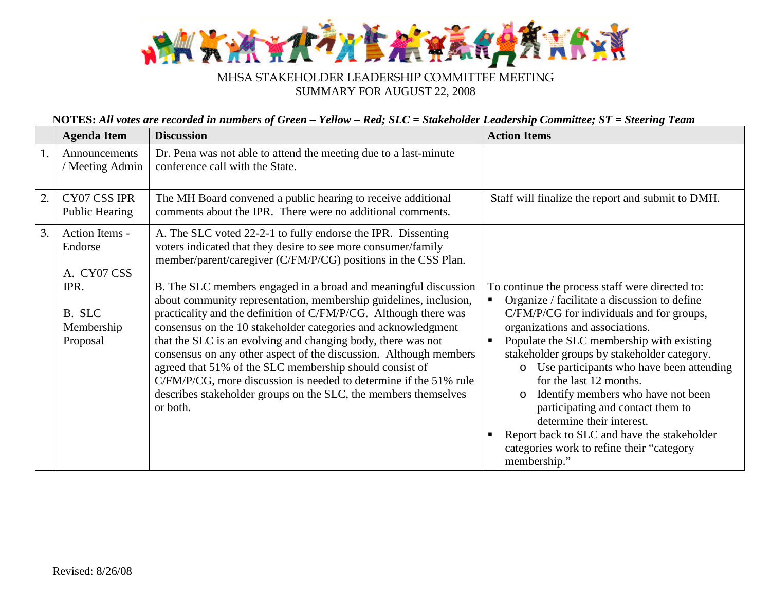MHSA STAKEHOLDER LEADERSHIP COMMITTEE MEETING
SUMMARY FOR AUGUST 22, 2008

**NOTES:** ***All votes are recorded in numbers of Green – Yellow – Red; SLC = Stakeholder Leadership Committee; ST = Steering Team***

| | **Agenda Item** | **Discussion** | **Action Items** |
|---|---|---|---|
| 1. | Announcements / Meeting Admin | Dr. Pena was not able to attend the meeting due to a last-minute conference call with the State. | |
| 2. | CY07 CSS IPR Public Hearing | The MH Board convened a public hearing to receive additional comments about the IPR. There were no additional comments. | Staff will finalize the report and submit to DMH. |
| 3. | Action Items - Endorse<br><br>A. CY07 CSS IPR.<br><br>B. SLC Membership Proposal | A. The SLC voted 22-2-1 to fully endorse the IPR. Dissenting voters indicated that they desire to see more consumer/family member/parent/caregiver (C/FM/P/CG) positions in the CSS Plan.<br><br>B. The SLC members engaged in a broad and meaningful discussion about community representation, membership guidelines, inclusion, practicality and the definition of C/FM/P/CG. Although there was consensus on the 10 stakeholder categories and acknowledgment that the SLC is an evolving and changing body, there was not consensus on any other aspect of the discussion. Although members agreed that 51% of the SLC membership should consist of C/FM/P/CG, more discussion is needed to determine if the 51% rule describes stakeholder groups on the SLC, the members themselves or both. | To continue the process staff were directed to:<br>▪ Organize / facilitate a discussion to define C/FM/P/CG for individuals and for groups, organizations and associations.<br>▪ Populate the SLC membership with existing stakeholder groups by stakeholder category.<br>&nbsp;&nbsp;&nbsp;&nbsp;o Use participants who have been attending for the last 12 months.<br>&nbsp;&nbsp;&nbsp;&nbsp;o Identify members who have not been participating and contact them to determine their interest.<br>▪ Report back to SLC and have the stakeholder categories work to refine their "category membership." |

Revised: 8/26/08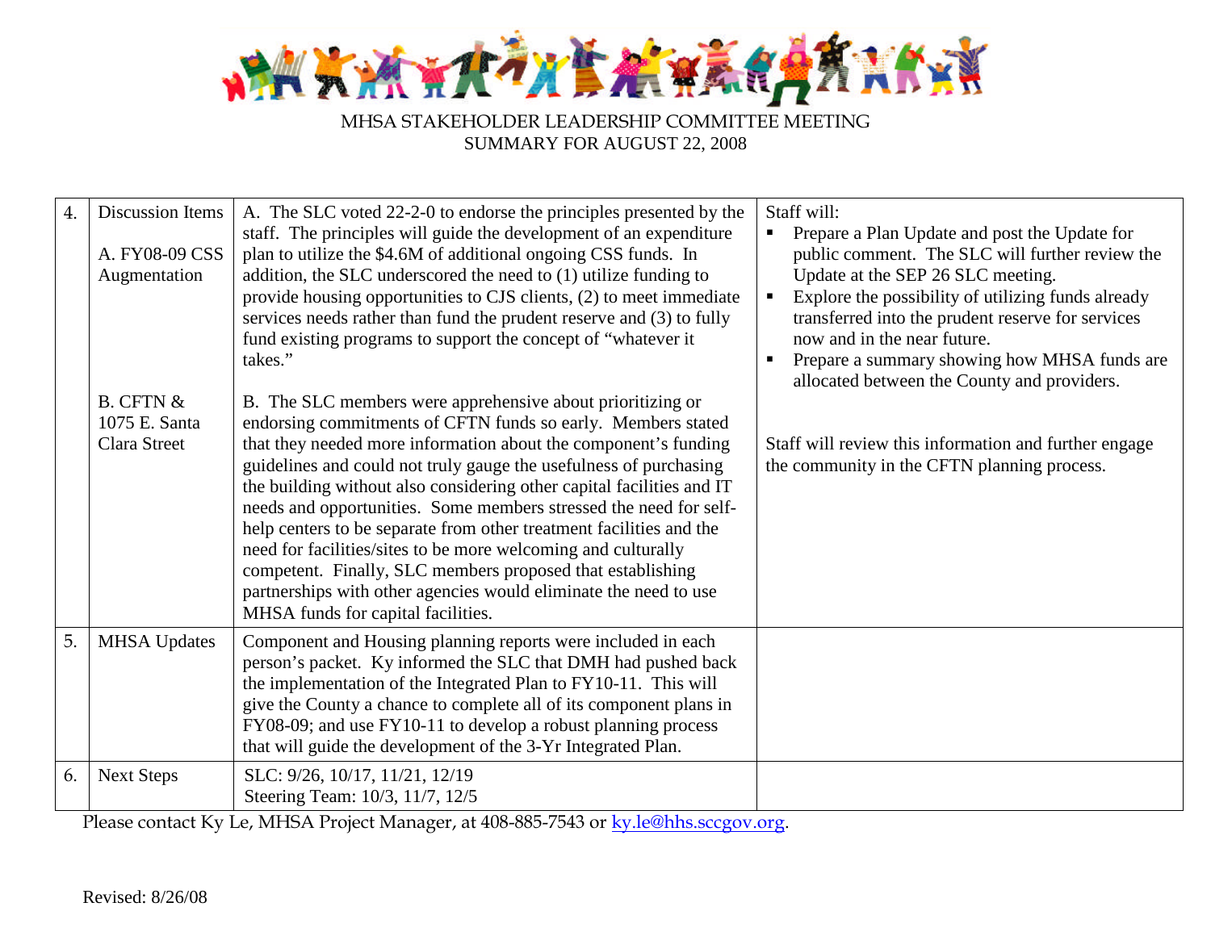MHSA STAKEHOLDER LEADERSHIP COMMITTEE MEETING
SUMMARY FOR AUGUST 22, 2008

| | | | |
|---|---|---|---|
| 4. | Discussion Items<br><br>A. FY08-09 CSS Augmentation<br><br><br><br><br><br><br>B. CFTN & 1075 E. Santa Clara Street | A. The SLC voted 22-2-0 to endorse the principles presented by the staff. The principles will guide the development of an expenditure plan to utilize the $4.6M of additional ongoing CSS funds. In addition, the SLC underscored the need to (1) utilize funding to provide housing opportunities to CJS clients, (2) to meet immediate services needs rather than fund the prudent reserve and (3) to fully fund existing programs to support the concept of "whatever it takes."<br><br>B. The SLC members were apprehensive about prioritizing or endorsing commitments of CFTN funds so early. Members stated that they needed more information about the component's funding guidelines and could not truly gauge the usefulness of purchasing the building without also considering other capital facilities and IT needs and opportunities. Some members stressed the need for self-help centers to be separate from other treatment facilities and the need for facilities/sites to be more welcoming and culturally competent. Finally, SLC members proposed that establishing partnerships with other agencies would eliminate the need to use MHSA funds for capital facilities. | Staff will:<br>▪ Prepare a Plan Update and post the Update for public comment. The SLC will further review the Update at the SEP 26 SLC meeting.<br>▪ Explore the possibility of utilizing funds already transferred into the prudent reserve for services now and in the near future.<br>▪ Prepare a summary showing how MHSA funds are allocated between the County and providers.<br><br>Staff will review this information and further engage the community in the CFTN planning process. |
| 5. | MHSA Updates | Component and Housing planning reports were included in each person's packet. Ky informed the SLC that DMH had pushed back the implementation of the Integrated Plan to FY10-11. This will give the County a chance to complete all of its component plans in FY08-09; and use FY10-11 to develop a robust planning process that will guide the development of the 3-Yr Integrated Plan. | |
| 6. | Next Steps | SLC: 9/26, 10/17, 11/21, 12/19<br>Steering Team: 10/3, 11/7, 12/5 | |

Please contact Ky Le, MHSA Project Manager, at 408-885-7543 or ky.le@hhs.sccgov.org.

Revised: 8/26/08